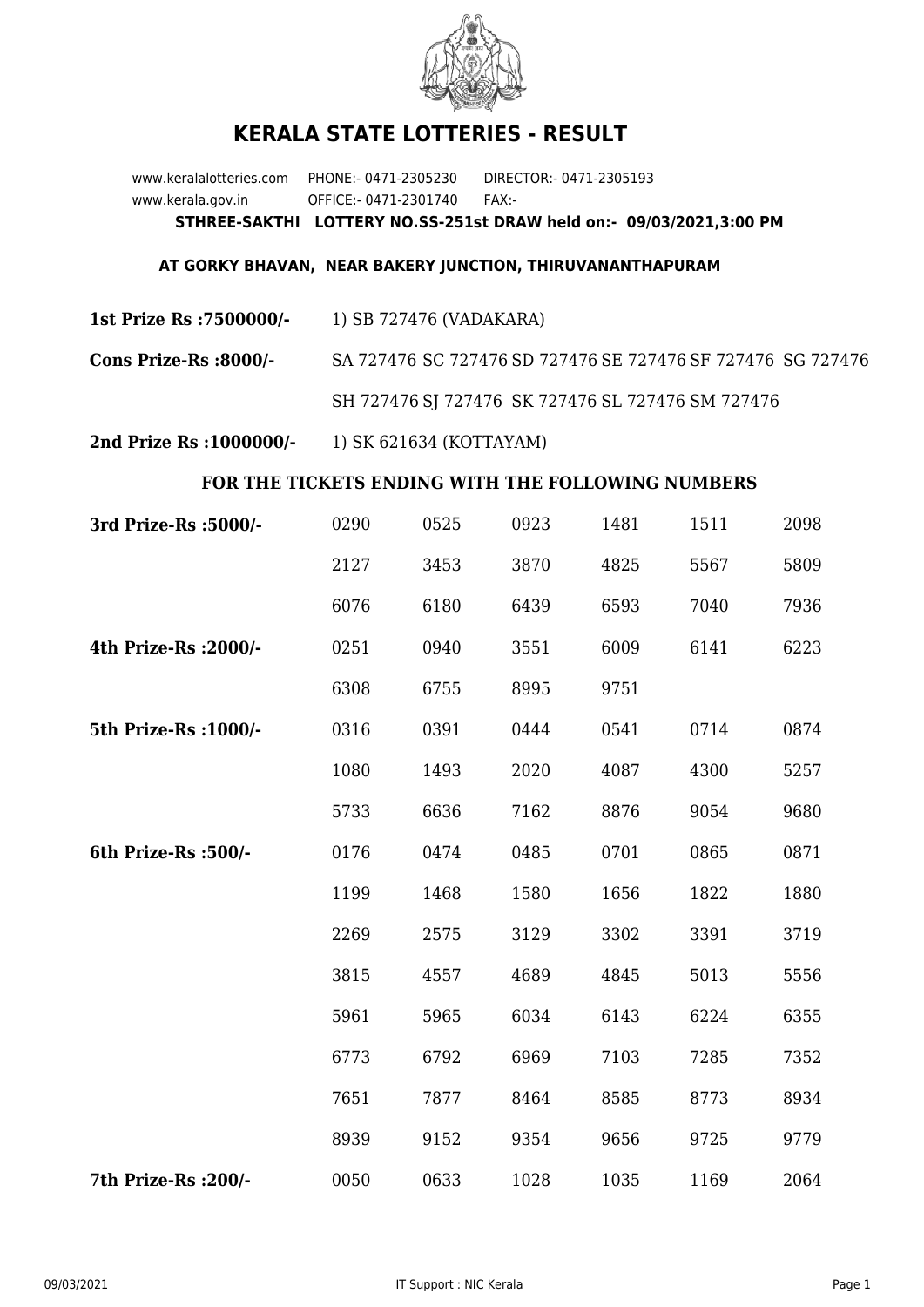# KERALA STATE LOTTERIES - RESULT

www.keralalotteries.com PHONE:- 0471-2305230 DIRECTOR:- 0471-2305193
www.kerala.gov.in OFFICE:- 0471-2301740 FAX:-

**STHREE-SAKTHI LOTTERY NO.SS-251st DRAW held on:- 09/03/2021,3:00 PM**

**AT GORKY BHAVAN, NEAR BAKERY JUNCTION, THIRUVANANTHAPURAM**

**1st Prize Rs :7500000/-** 1) SB 727476 (VADAKARA)

**Cons Prize-Rs :8000/-** SA 727476 SC 727476 SD 727476 SE 727476 SF 727476 SG 727476 SH 727476 SJ 727476 SK 727476 SL 727476 SM 727476

**2nd Prize Rs :1000000/-** 1) SK 621634 (KOTTAYAM)

**FOR THE TICKETS ENDING WITH THE FOLLOWING NUMBERS**

| Prize | | | | | | |
|---|---|---|---|---|---|---|
| **3rd Prize-Rs :5000/-** | 0290 | 0525 | 0923 | 1481 | 1511 | 2098 |
| | 2127 | 3453 | 3870 | 4825 | 5567 | 5809 |
| | 6076 | 6180 | 6439 | 6593 | 7040 | 7936 |
| **4th Prize-Rs :2000/-** | 0251 | 0940 | 3551 | 6009 | 6141 | 6223 |
| | 6308 | 6755 | 8995 | 9751 | | |
| **5th Prize-Rs :1000/-** | 0316 | 0391 | 0444 | 0541 | 0714 | 0874 |
| | 1080 | 1493 | 2020 | 4087 | 4300 | 5257 |
| | 5733 | 6636 | 7162 | 8876 | 9054 | 9680 |
| **6th Prize-Rs :500/-** | 0176 | 0474 | 0485 | 0701 | 0865 | 0871 |
| | 1199 | 1468 | 1580 | 1656 | 1822 | 1880 |
| | 2269 | 2575 | 3129 | 3302 | 3391 | 3719 |
| | 3815 | 4557 | 4689 | 4845 | 5013 | 5556 |
| | 5961 | 5965 | 6034 | 6143 | 6224 | 6355 |
| | 6773 | 6792 | 6969 | 7103 | 7285 | 7352 |
| | 7651 | 7877 | 8464 | 8585 | 8773 | 8934 |
| | 8939 | 9152 | 9354 | 9656 | 9725 | 9779 |
| **7th Prize-Rs :200/-** | 0050 | 0633 | 1028 | 1035 | 1169 | 2064 |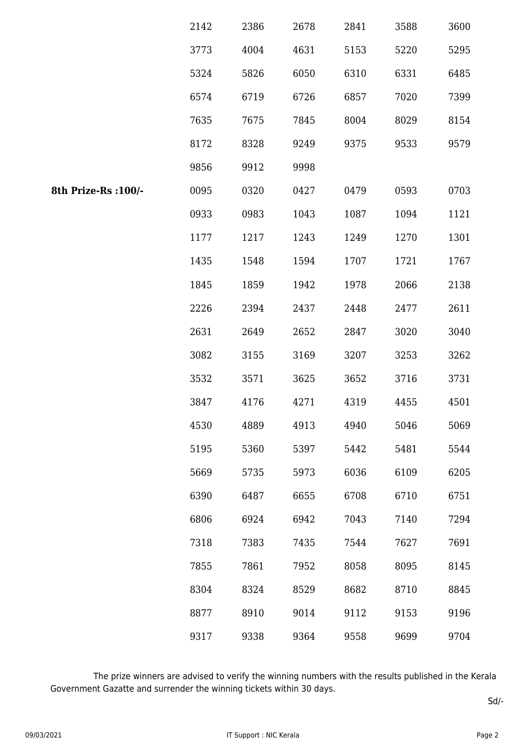| | | | | | | |
|---|---|---|---|---|---|---|
| | 2142 | 2386 | 2678 | 2841 | 3588 | 3600 |
| | 3773 | 4004 | 4631 | 5153 | 5220 | 5295 |
| | 5324 | 5826 | 6050 | 6310 | 6331 | 6485 |
| | 6574 | 6719 | 6726 | 6857 | 7020 | 7399 |
| | 7635 | 7675 | 7845 | 8004 | 8029 | 8154 |
| | 8172 | 8328 | 9249 | 9375 | 9533 | 9579 |
| | 9856 | 9912 | 9998 | | | |
| **8th Prize-Rs :100/-** | 0095 | 0320 | 0427 | 0479 | 0593 | 0703 |
| | 0933 | 0983 | 1043 | 1087 | 1094 | 1121 |
| | 1177 | 1217 | 1243 | 1249 | 1270 | 1301 |
| | 1435 | 1548 | 1594 | 1707 | 1721 | 1767 |
| | 1845 | 1859 | 1942 | 1978 | 2066 | 2138 |
| | 2226 | 2394 | 2437 | 2448 | 2477 | 2611 |
| | 2631 | 2649 | 2652 | 2847 | 3020 | 3040 |
| | 3082 | 3155 | 3169 | 3207 | 3253 | 3262 |
| | 3532 | 3571 | 3625 | 3652 | 3716 | 3731 |
| | 3847 | 4176 | 4271 | 4319 | 4455 | 4501 |
| | 4530 | 4889 | 4913 | 4940 | 5046 | 5069 |
| | 5195 | 5360 | 5397 | 5442 | 5481 | 5544 |
| | 5669 | 5735 | 5973 | 6036 | 6109 | 6205 |
| | 6390 | 6487 | 6655 | 6708 | 6710 | 6751 |
| | 6806 | 6924 | 6942 | 7043 | 7140 | 7294 |
| | 7318 | 7383 | 7435 | 7544 | 7627 | 7691 |
| | 7855 | 7861 | 7952 | 8058 | 8095 | 8145 |
| | 8304 | 8324 | 8529 | 8682 | 8710 | 8845 |
| | 8877 | 8910 | 9014 | 9112 | 9153 | 9196 |
| | 9317 | 9338 | 9364 | 9558 | 9699 | 9704 |

The prize winners are advised to verify the winning numbers with the results published in the Kerala Government Gazatte and surrender the winning tickets within 30 days.

Sd/-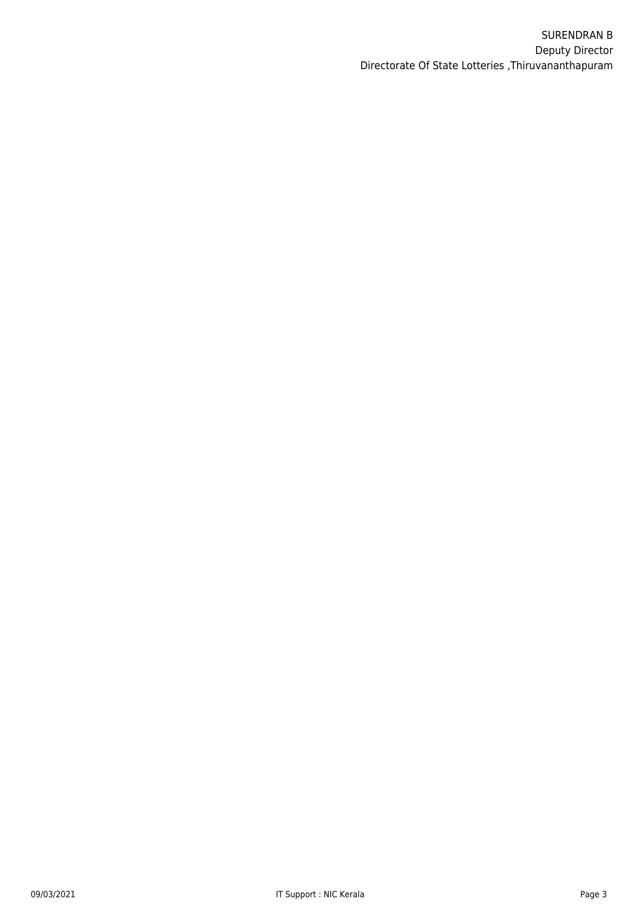SURENDRAN B
Deputy Director
Directorate Of State Lotteries ,Thiruvananthapuram